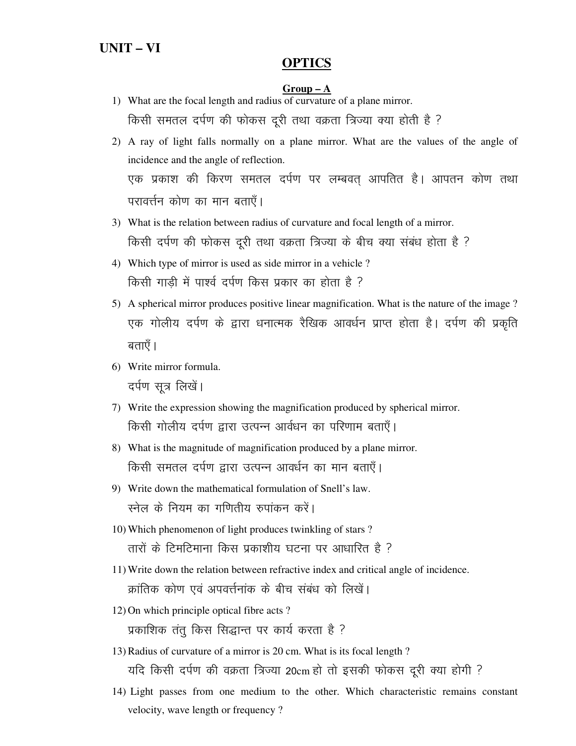## UNIT – VI

# OPTICS

### Group – A

1) What are the focal length and radius of curvature of a plane mirror.
   किसी समतल दर्पण की फोकस दूरी तथा वक्रता त्रिज्या क्या होती है ?

2) A ray of light falls normally on a plane mirror. What are the values of the angle of incidence and the angle of reflection.
   एक प्रकाश की किरण समतल दर्पण पर लम्बवत् आपतित है। आपतन कोण तथा परावर्त्तन कोण का मान बताएँ।

3) What is the relation between radius of curvature and focal length of a mirror.
   किसी दर्पण की फोकस दूरी तथा वक्रता त्रिज्या के बीच क्या संबंध होता है ?

4) Which type of mirror is used as side mirror in a vehicle ?
   किसी गाड़ी में पार्श्व दर्पण किस प्रकार का होता है ?

5) A spherical mirror produces positive linear magnification. What is the nature of the image ?
   एक गोलीय दर्पण के द्वारा धनात्मक रैखिक आवर्धन प्राप्त होता है। दर्पण की प्रकृति बताएँ।

6) Write mirror formula.
   दर्पण सूत्र लिखें।

7) Write the expression showing the magnification produced by spherical mirror.
   किसी गोलीय दर्पण द्वारा उत्पन्न आर्वधन का परिणाम बताएँ।

8) What is the magnitude of magnification produced by a plane mirror.
   किसी समतल दर्पण द्वारा उत्पन्न आवर्धन का मान बताएँ।

9) Write down the mathematical formulation of Snell's law.
   स्नेल के नियम का गणितीय रुपांकन करें।

10) Which phenomenon of light produces twinkling of stars ?
    तारों के टिमटिमाना किस प्रकाशीय घटना पर आधारित है ?

11) Write down the relation between refractive index and critical angle of incidence.
    क्रांतिक कोण एवं अपवर्त्तनांक के बीच संबंध को लिखें।

12) On which principle optical fibre acts ?
    प्रकाशिक तंतु किस सिद्धान्त पर कार्य करता है ?

13) Radius of curvature of a mirror is 20 cm. What is its focal length ?
    यदि किसी दर्पण की वक्रता त्रिज्या 20cm हो तो इसकी फोकस दूरी क्या होगी ?

14) Light passes from one medium to the other. Which characteristic remains constant velocity, wave length or frequency ?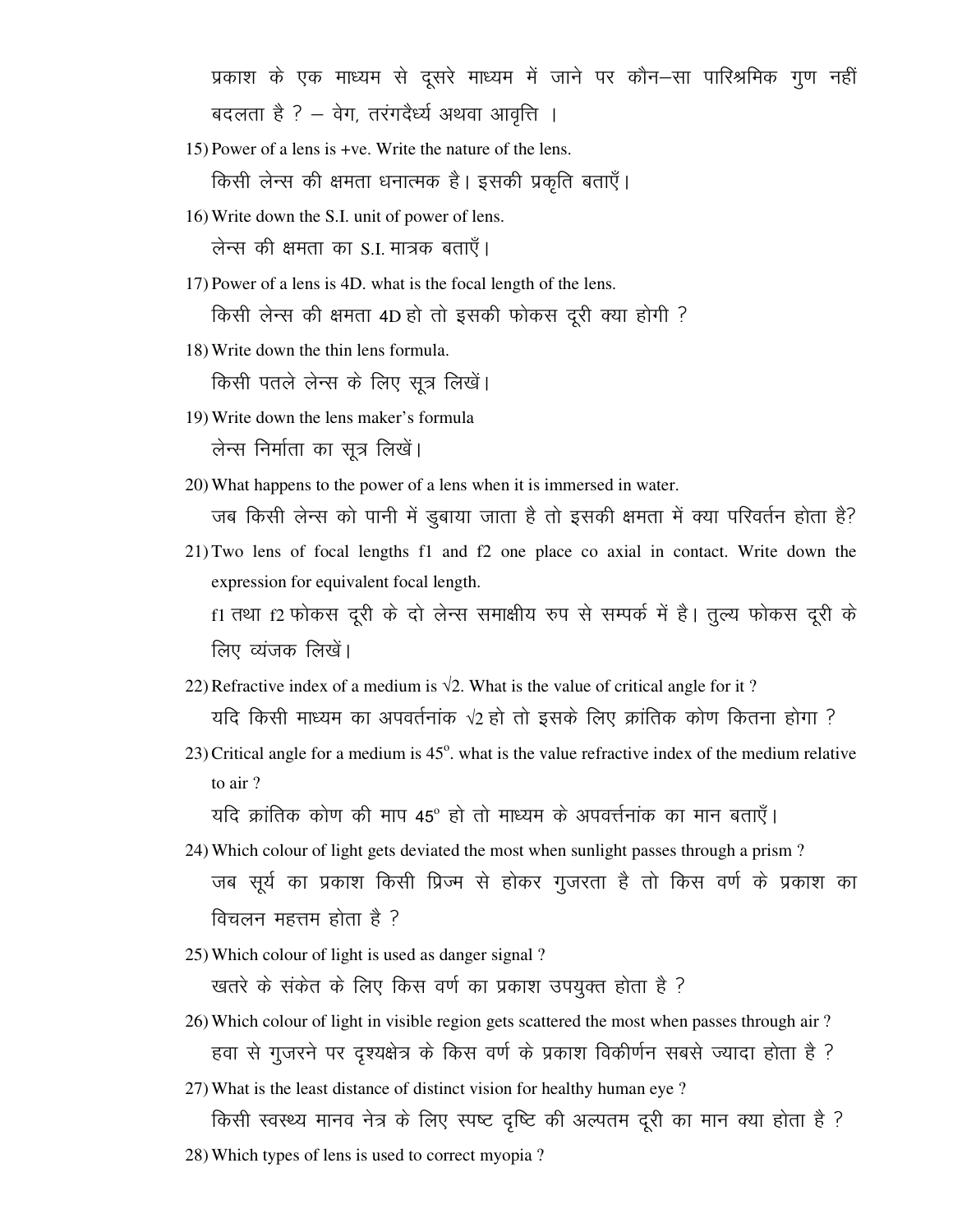प्रकाश के एक माध्यम से दूसरे माध्यम में जाने पर कौन–सा पारिश्रमिक गुण नहीं बदलता है ? – वेग, तरंगदैर्ध्य अथवा आवृत्ति ।

15) Power of a lens is +ve. Write the nature of the lens.

    किसी लेन्स की क्षमता धनात्मक है। इसकी प्रकृति बताएँ।

16) Write down the S.I. unit of power of lens.

    लेन्स की क्षमता का S.I. मात्रक बताएँ।

17) Power of a lens is 4D. what is the focal length of the lens.

    किसी लेन्स की क्षमता 4D हो तो इसकी फोकस दूरी क्या होगी ?

18) Write down the thin lens formula.

    किसी पतले लेन्स के लिए सूत्र लिखें।

19) Write down the lens maker's formula

    लेन्स निर्माता का सूत्र लिखें।

20) What happens to the power of a lens when it is immersed in water.

    जब किसी लेन्स को पानी में डुबाया जाता है तो इसकी क्षमता में क्या परिवर्तन होता है?

21) Two lens of focal lengths f1 and f2 one place co axial in contact. Write down the expression for equivalent focal length.

    f1 तथा f2 फोकस दूरी के दो लेन्स समाक्षीय रुप से सम्पर्क में है। तुल्य फोकस दूरी के लिए व्यंजक लिखें।

22) Refractive index of a medium is $\sqrt{2}$. What is the value of critical angle for it ?

    यदि किसी माध्यम का अपवर्तनांक $\sqrt{2}$ हो तो इसके लिए क्रांतिक कोण कितना होगा ?

23) Critical angle for a medium is $45^o$. what is the value refractive index of the medium relative to air ?

    यदि क्रांतिक कोण की माप $45^o$ हो तो माध्यम के अपवर्त्तनांक का मान बताएँ।

24) Which colour of light gets deviated the most when sunlight passes through a prism ?

    जब सूर्य का प्रकाश किसी प्रिज्म से होकर गुजरता है तो किस वर्ण के प्रकाश का विचलन महत्तम होता है ?

25) Which colour of light is used as danger signal ?

    खतरे के संकेत के लिए किस वर्ण का प्रकाश उपयुक्त होता है ?

26) Which colour of light in visible region gets scattered the most when passes through air ?

    हवा से गुजरने पर दृश्यक्षेत्र के किस वर्ण के प्रकाश विकीर्णन सबसे ज्यादा होता है ?

27) What is the least distance of distinct vision for healthy human eye ?

    किसी स्वस्थ्य मानव नेत्र के लिए स्पष्ट दृष्टि की अल्पतम दूरी का मान क्या होता है ?

28) Which types of lens is used to correct myopia ?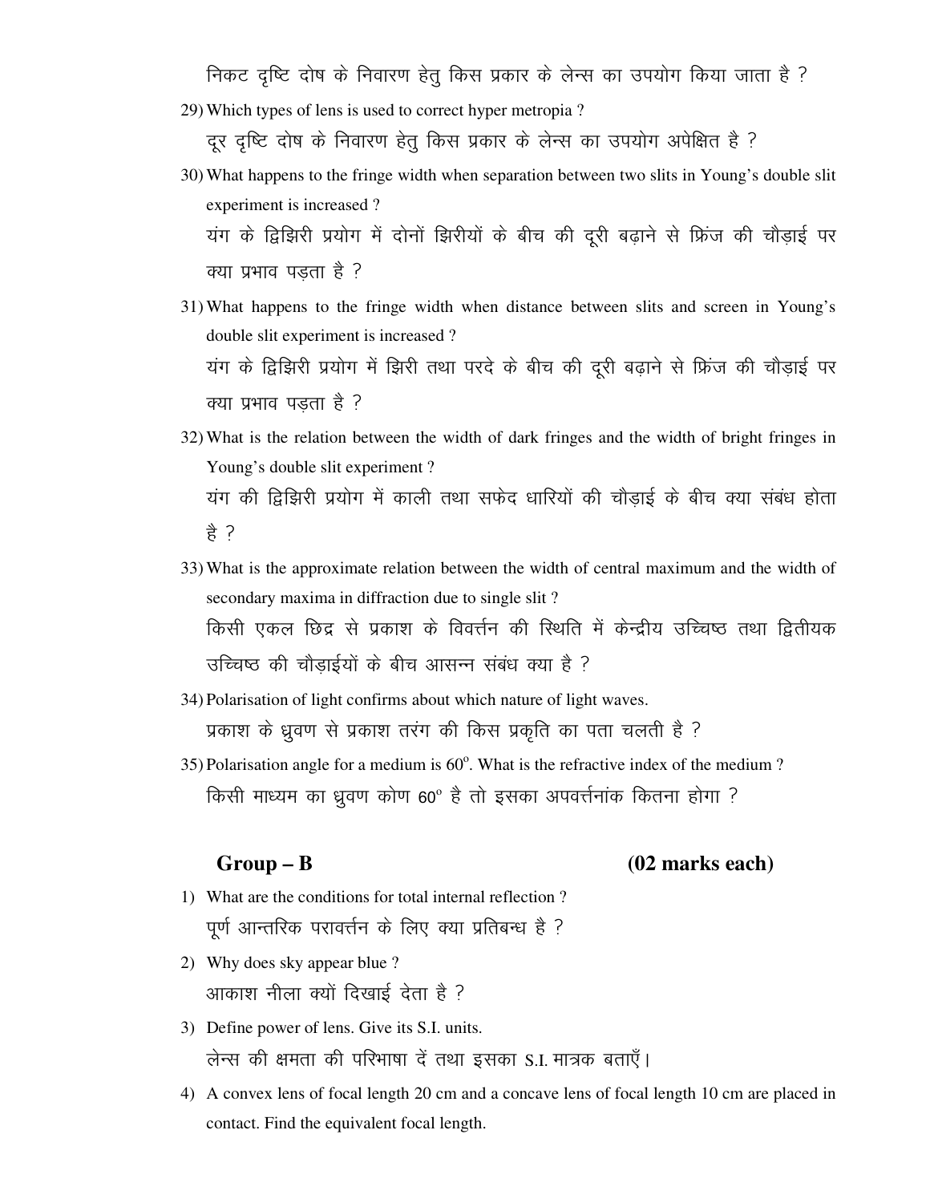निकट दृष्टि दोष के निवारण हेतु किस प्रकार के लेन्स का उपयोग किया जाता है ?

29) Which types of lens is used to correct hyper metropia ?
    दूर दृष्टि दोष के निवारण हेतु किस प्रकार के लेन्स का उपयोग अपेक्षित है ?

30) What happens to the fringe width when separation between two slits in Young's double slit experiment is increased ?
    यंग के द्विझिरी प्रयोग में दोनों झिरीयों के बीच की दूरी बढ़ाने से फ्रिंज की चौड़ाई पर क्या प्रभाव पड़ता है ?

31) What happens to the fringe width when distance between slits and screen in Young's double slit experiment is increased ?
    यंग के द्विझिरी प्रयोग में झिरी तथा परदे के बीच की दूरी बढ़ाने से फ्रिंज की चौड़ाई पर क्या प्रभाव पड़ता है ?

32) What is the relation between the width of dark fringes and the width of bright fringes in Young's double slit experiment ?
    यंग की द्विझिरी प्रयोग में काली तथा सफेद धारियों की चौड़ाई के बीच क्या संबंध होता है ?

33) What is the approximate relation between the width of central maximum and the width of secondary maxima in diffraction due to single slit ?
    किसी एकल छिद्र से प्रकाश के विवर्त्तन की स्थिति में केन्द्रीय उच्चिष्ठ तथा द्वितीयक उच्चिष्ठ की चौड़ाईयों के बीच आसन्न संबंध क्या है ?

34) Polarisation of light confirms about which nature of light waves.
    प्रकाश के ध्रुवण से प्रकाश तरंग की किस प्रकृति का पता चलती है ?

35) Polarisation angle for a medium is $60^{o}$. What is the refractive index of the medium ?
    किसी माध्यम का ध्रुवण कोण $60^{o}$ है तो इसका अपवर्त्तनांक कितना होगा ?

## Group – B (02 marks each)

1) What are the conditions for total internal reflection ?
   पूर्ण आन्तरिक परावर्त्तन के लिए क्या प्रतिबन्ध है ?

2) Why does sky appear blue ?
   आकाश नीला क्यों दिखाई देता है ?

3) Define power of lens. Give its S.I. units.
   लेन्स की क्षमता की परिभाषा दें तथा इसका S.I. मात्रक बताएँ।

4) A convex lens of focal length 20 cm and a concave lens of focal length 10 cm are placed in contact. Find the equivalent focal length.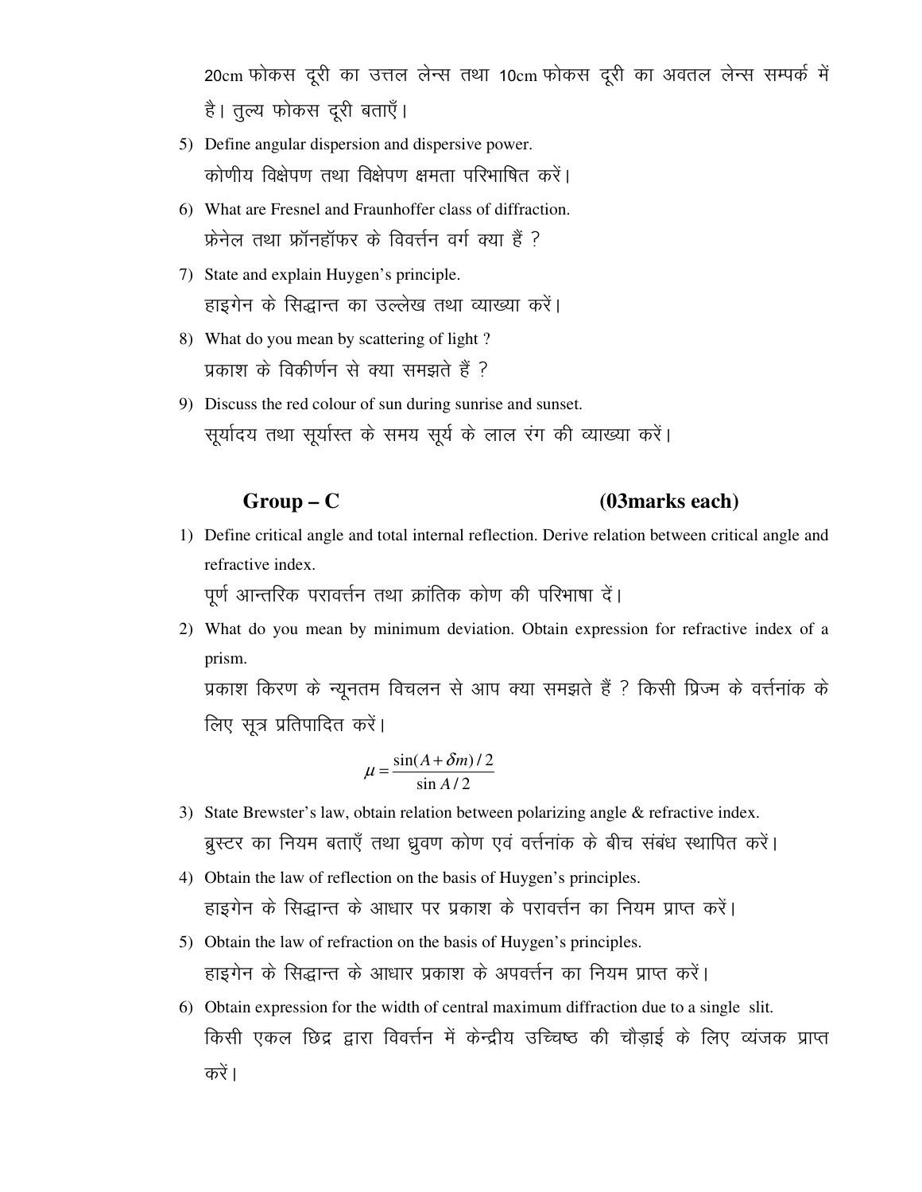20cm फोकस दूरी का उत्तल लेन्स तथा 10cm फोकस दूरी का अवतल लेन्स सम्पर्क में है। तुल्य फोकस दूरी बताएँ।

5) Define angular dispersion and dispersive power.
   कोणीय विक्षेपण तथा विक्षेपण क्षमता परिभाषित करें।
6) What are Fresnel and Fraunhoffer class of diffraction.
   फ्रेनेल तथा फ्रॉनहॉफर के विवर्त्तन वर्ग क्या हैं ?
7) State and explain Huygen's principle.
   हाइगेन के सिद्धान्त का उल्लेख तथा व्याख्या करें।
8) What do you mean by scattering of light ?
   प्रकाश के विकीर्णन से क्या समझते हैं ?
9) Discuss the red colour of sun during sunrise and sunset.
   सूर्यादय तथा सूर्यास्त के समय सूर्य के लाल रंग की व्याख्या करें।

## Group – C (03marks each)

1) Define critical angle and total internal reflection. Derive relation between critical angle and refractive index.
   पूर्ण आन्तरिक परावर्त्तन तथा क्रांतिक कोण की परिभाषा दें।
2) What do you mean by minimum deviation. Obtain expression for refractive index of a prism.
   प्रकाश किरण के न्यूनतम विचलन से आप क्या समझते हैं ? किसी प्रिज्म के वर्त्तनांक के लिए सूत्र प्रतिपादित करें।

$$\mu = \frac{\sin(A+\delta m)/2}{\sin A/2}$$

3) State Brewster's law, obtain relation between polarizing angle & refractive index.
   ब्रुस्टर का नियम बताएँ तथा ध्रुवण कोण एवं वर्त्तनांक के बीच संबंध स्थापित करें।
4) Obtain the law of reflection on the basis of Huygen's principles.
   हाइगेन के सिद्धान्त के आधार पर प्रकाश के परावर्त्तन का नियम प्राप्त करें।
5) Obtain the law of refraction on the basis of Huygen's principles.
   हाइगेन के सिद्धान्त के आधार प्रकाश के अपवर्त्तन का नियम प्राप्त करें।
6) Obtain expression for the width of central maximum diffraction due to a single slit.
   किसी एकल छिद्र द्वारा विवर्त्तन में केन्द्रीय उच्चिष्ठ की चौड़ाई के लिए व्यंजक प्राप्त करें।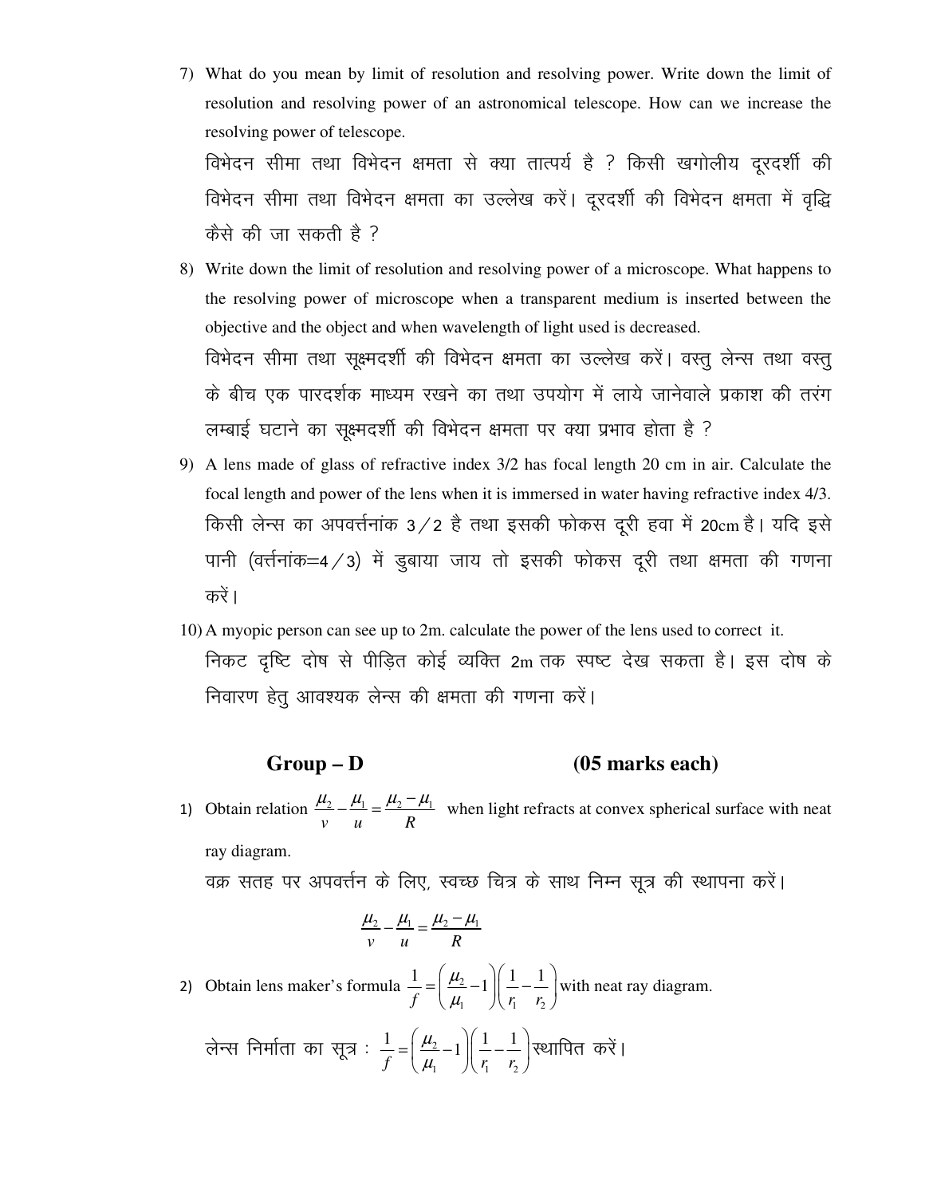7) What do you mean by limit of resolution and resolving power. Write down the limit of resolution and resolving power of an astronomical telescope. How can we increase the resolving power of telescope.

   विभेदन सीमा तथा विभेदन क्षमता से क्या तात्पर्य है ? किसी खगोलीय दूरदर्शी की विभेदन सीमा तथा विभेदन क्षमता का उल्लेख करें। दूरदर्शी की विभेदन क्षमता में वृद्धि कैसे की जा सकती है ?

8) Write down the limit of resolution and resolving power of a microscope. What happens to the resolving power of microscope when a transparent medium is inserted between the objective and the object and when wavelength of light used is decreased.

   विभेदन सीमा तथा सूक्ष्मदर्शी की विभेदन क्षमता का उल्लेख करें। वस्तु लेन्स तथा वस्तु के बीच एक पारदर्शक माध्यम रखने का तथा उपयोग में लाये जानेवाले प्रकाश की तरंग लम्बाई घटाने का सूक्ष्मदर्शी की विभेदन क्षमता पर क्या प्रभाव होता है ?

9) A lens made of glass of refractive index 3/2 has focal length 20 cm in air. Calculate the focal length and power of the lens when it is immersed in water having refractive index 4/3.

   किसी लेन्स का अपवर्त्तनांक 3/2 है तथा इसकी फोकस दूरी हवा में 20cm है। यदि इसे पानी (वर्त्तनांक=4/3) में डुबाया जाय तो इसकी फोकस दूरी तथा क्षमता की गणना करें।

10) A myopic person can see up to 2m. calculate the power of the lens used to correct it.

    निकट दृष्टि दोष से पीड़ित कोई व्यक्ति 2m तक स्पष्ट देख सकता है। इस दोष के निवारण हेतु आवश्यक लेन्स की क्षमता की गणना करें।

## Group – D (05 marks each)

1) Obtain relation $\frac{\mu_2}{v} - \frac{\mu_1}{u} = \frac{\mu_2 - \mu_1}{R}$ when light refracts at convex spherical surface with neat ray diagram.

   वक्र सतह पर अपवर्त्तन के लिए, स्वच्छ चित्र के साथ निम्न सूत्र की स्थापना करें।

$$\frac{\mu_2}{v} - \frac{\mu_1}{u} = \frac{\mu_2 - \mu_1}{R}$$

2) Obtain lens maker's formula $\frac{1}{f} = \left(\frac{\mu_2}{\mu_1} - 1\right)\left(\frac{1}{r_1} - \frac{1}{r_2}\right)$ with neat ray diagram.

   लेन्स निर्माता का सूत्र : $\frac{1}{f} = \left(\frac{\mu_2}{\mu_1} - 1\right)\left(\frac{1}{r_1} - \frac{1}{r_2}\right)$ स्थापित करें।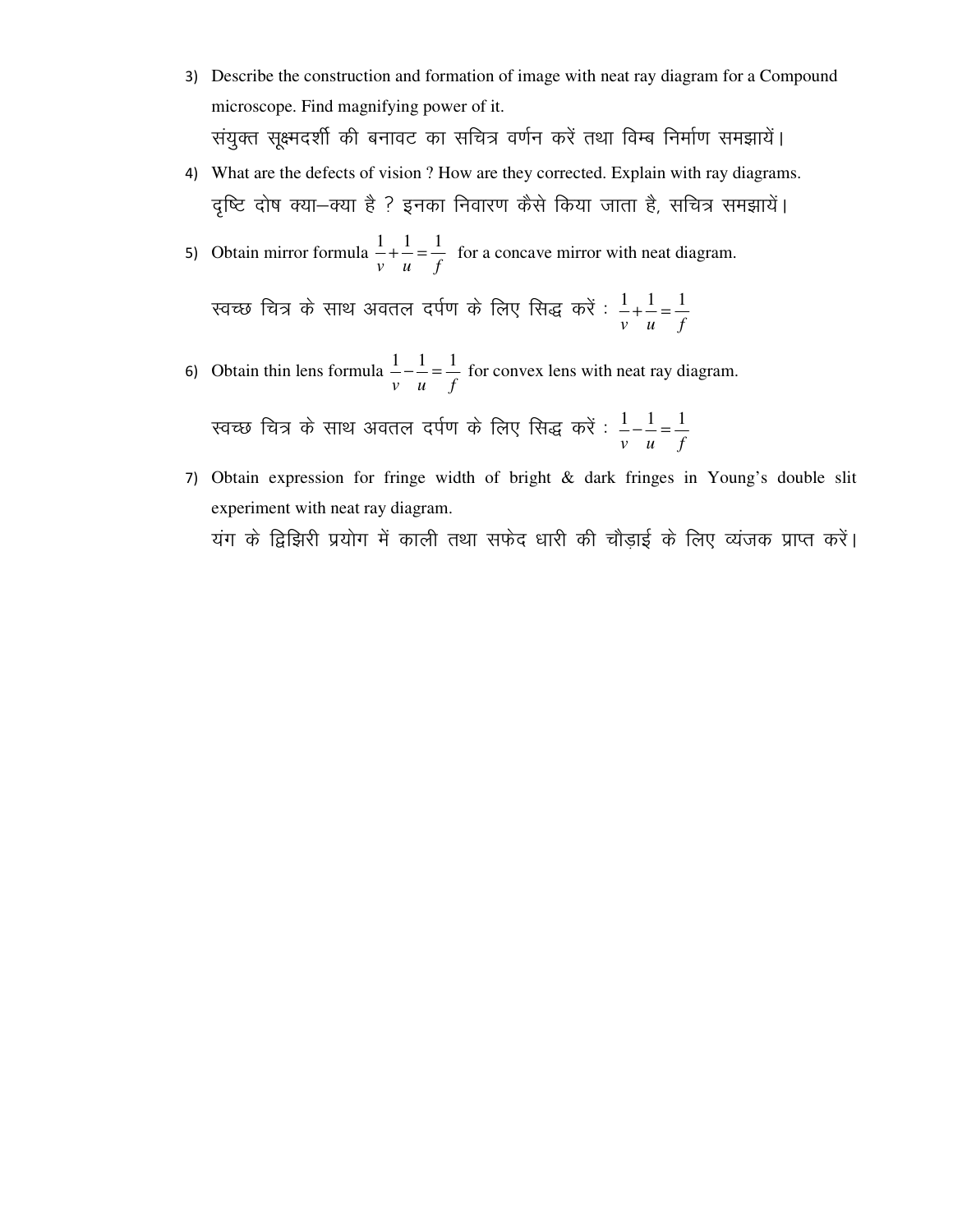3) Describe the construction and formation of image with neat ray diagram for a Compound microscope. Find magnifying power of it.

   संयुक्त सूक्ष्मदर्शी की बनावट का सचित्र वर्णन करें तथा विम्ब निर्माण समझायें।

4) What are the defects of vision ? How are they corrected. Explain with ray diagrams.

   दृष्टि दोष क्या–क्या है ? इनका निवारण कैसे किया जाता है, सचित्र समझायें।

5) Obtain mirror formula $\frac{1}{v}+\frac{1}{u}=\frac{1}{f}$ for a concave mirror with neat diagram.

   स्वच्छ चित्र के साथ अवतल दर्पण के लिए सिद्ध करें : $\frac{1}{v}+\frac{1}{u}=\frac{1}{f}$

6) Obtain thin lens formula $\frac{1}{v}-\frac{1}{u}=\frac{1}{f}$ for convex lens with neat ray diagram.

   स्वच्छ चित्र के साथ अवतल दर्पण के लिए सिद्ध करें : $\frac{1}{v}-\frac{1}{u}=\frac{1}{f}$

7) Obtain expression for fringe width of bright & dark fringes in Young's double slit experiment with neat ray diagram.

   यंग के द्विझिरी प्रयोग में काली तथा सफेद धारी की चौड़ाई के लिए व्यंजक प्राप्त करें।